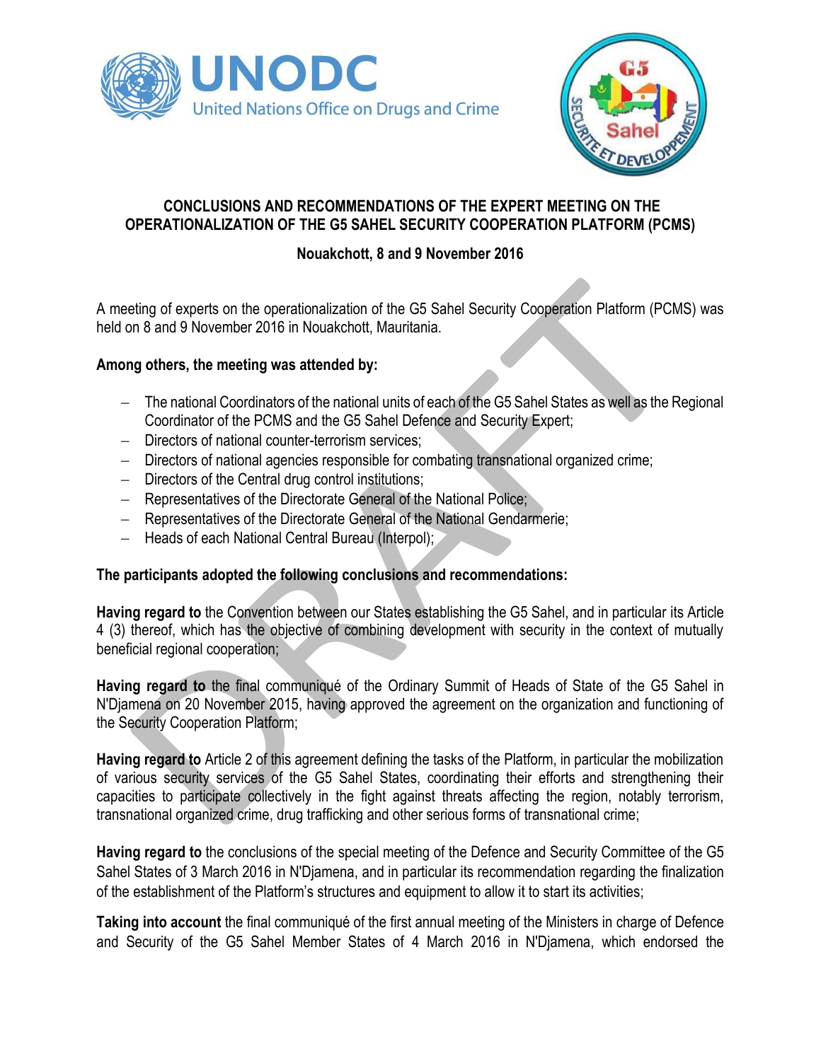**CONCLUSIONS AND RECOMMENDATIONS OF THE EXPERT MEETING ON THE OPERATIONALIZATION OF THE G5 SAHEL SECURITY COOPERATION PLATFORM (PCMS)**

**Nouakchott, 8 and 9 November 2016**

A meeting of experts on the operationalization of the G5 Sahel Security Cooperation Platform (PCMS) was held on 8 and 9 November 2016 in Nouakchott, Mauritania.

**Among others, the meeting was attended by:**

- The national Coordinators of the national units of each of the G5 Sahel States as well as the Regional Coordinator of the PCMS and the G5 Sahel Defence and Security Expert;
- Directors of national counter-terrorism services;
- Directors of national agencies responsible for combating transnational organized crime;
- Directors of the Central drug control institutions;
- Representatives of the Directorate General of the National Police;
- Representatives of the Directorate General of the National Gendarmerie;
- Heads of each National Central Bureau (Interpol);

**The participants adopted the following conclusions and recommendations:**

**Having regard to** the Convention between our States establishing the G5 Sahel, and in particular its Article 4 (3) thereof, which has the objective of combining development with security in the context of mutually beneficial regional cooperation;

**Having regard to** the final communiqué of the Ordinary Summit of Heads of State of the G5 Sahel in N'Djamena on 20 November 2015, having approved the agreement on the organization and functioning of the Security Cooperation Platform;

**Having regard to** Article 2 of this agreement defining the tasks of the Platform, in particular the mobilization of various security services of the G5 Sahel States, coordinating their efforts and strengthening their capacities to participate collectively in the fight against threats affecting the region, notably terrorism, transnational organized crime, drug trafficking and other serious forms of transnational crime;

**Having regard to** the conclusions of the special meeting of the Defence and Security Committee of the G5 Sahel States of 3 March 2016 in N'Djamena, and in particular its recommendation regarding the finalization of the establishment of the Platform's structures and equipment to allow it to start its activities;

**Taking into account** the final communiqué of the first annual meeting of the Ministers in charge of Defence and Security of the G5 Sahel Member States of 4 March 2016 in N'Djamena, which endorsed the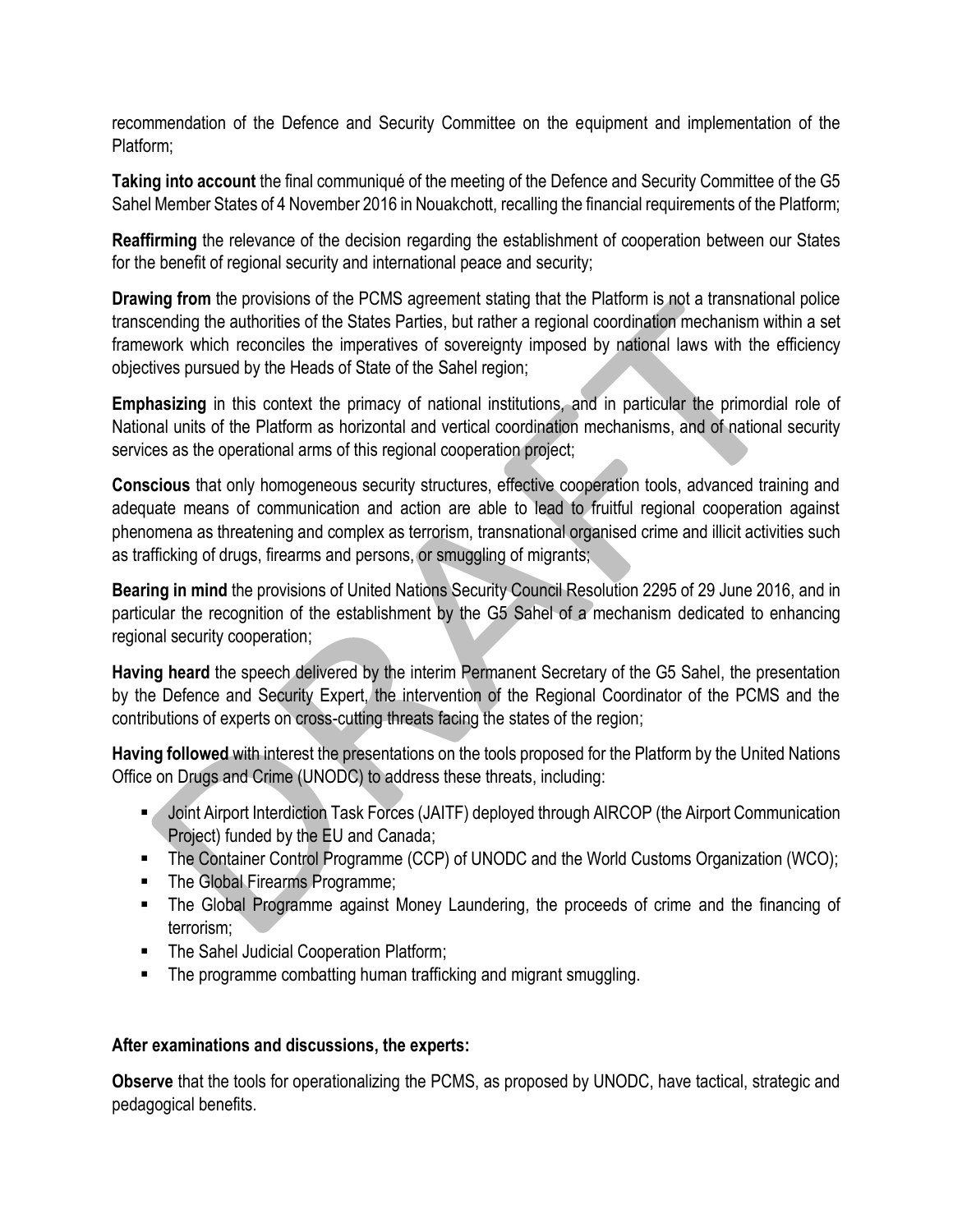recommendation of the Defence and Security Committee on the equipment and implementation of the Platform;

**Taking into account** the final communiqué of the meeting of the Defence and Security Committee of the G5 Sahel Member States of 4 November 2016 in Nouakchott, recalling the financial requirements of the Platform;

**Reaffirming** the relevance of the decision regarding the establishment of cooperation between our States for the benefit of regional security and international peace and security;

**Drawing from** the provisions of the PCMS agreement stating that the Platform is not a transnational police transcending the authorities of the States Parties, but rather a regional coordination mechanism within a set framework which reconciles the imperatives of sovereignty imposed by national laws with the efficiency objectives pursued by the Heads of State of the Sahel region;

**Emphasizing** in this context the primacy of national institutions, and in particular the primordial role of National units of the Platform as horizontal and vertical coordination mechanisms, and of national security services as the operational arms of this regional cooperation project;

**Conscious** that only homogeneous security structures, effective cooperation tools, advanced training and adequate means of communication and action are able to lead to fruitful regional cooperation against phenomena as threatening and complex as terrorism, transnational organised crime and illicit activities such as trafficking of drugs, firearms and persons, or smuggling of migrants;

**Bearing in mind** the provisions of United Nations Security Council Resolution 2295 of 29 June 2016, and in particular the recognition of the establishment by the G5 Sahel of a mechanism dedicated to enhancing regional security cooperation;

**Having heard** the speech delivered by the interim Permanent Secretary of the G5 Sahel, the presentation by the Defence and Security Expert, the intervention of the Regional Coordinator of the PCMS and the contributions of experts on cross-cutting threats facing the states of the region;

**Having followed** with interest the presentations on the tools proposed for the Platform by the United Nations Office on Drugs and Crime (UNODC) to address these threats, including:

- Joint Airport Interdiction Task Forces (JAITF) deployed through AIRCOP (the Airport Communication Project) funded by the EU and Canada;
- The Container Control Programme (CCP) of UNODC and the World Customs Organization (WCO);
- The Global Firearms Programme;
- The Global Programme against Money Laundering, the proceeds of crime and the financing of terrorism;
- The Sahel Judicial Cooperation Platform;
- The programme combatting human trafficking and migrant smuggling.

**After examinations and discussions, the experts:**

**Observe** that the tools for operationalizing the PCMS, as proposed by UNODC, have tactical, strategic and pedagogical benefits.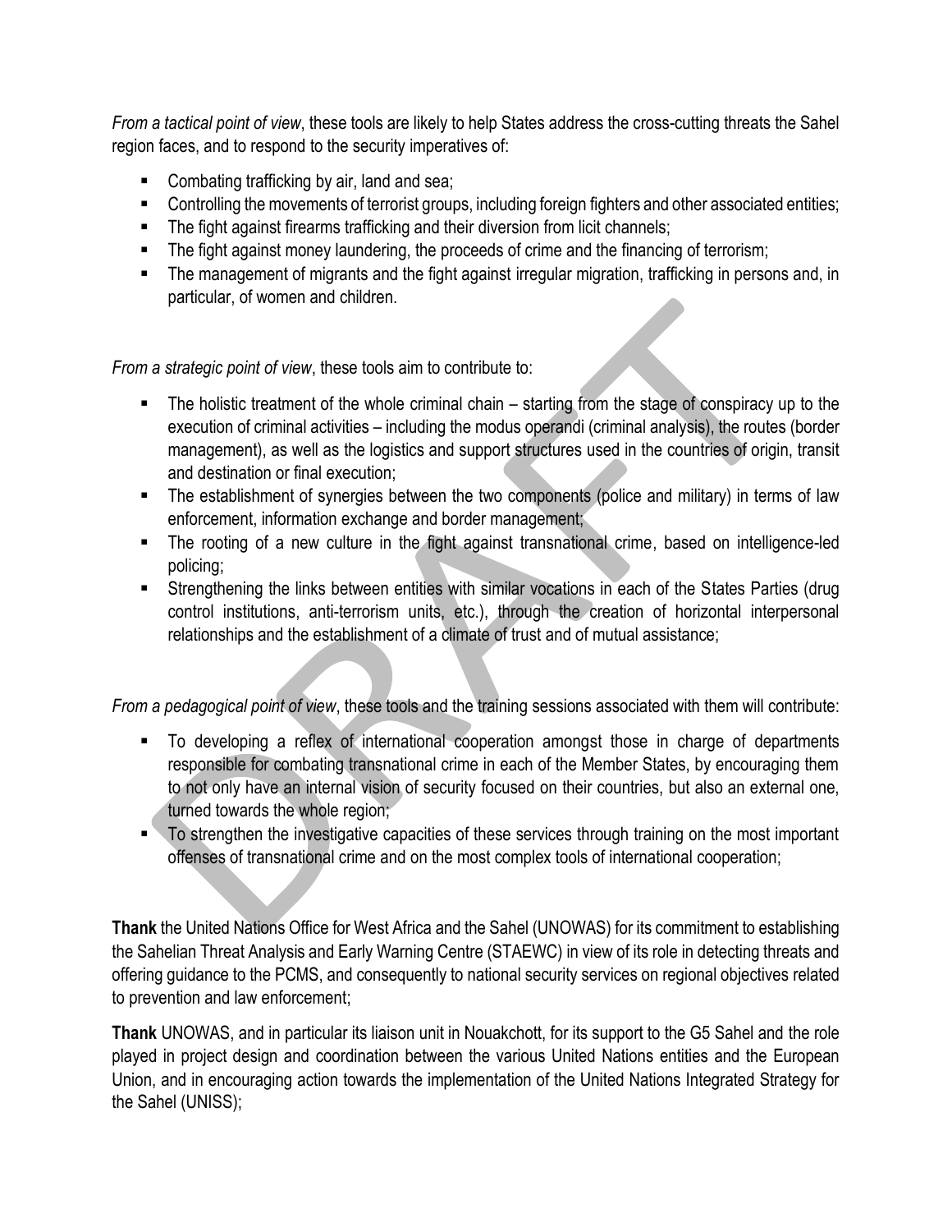*From a tactical point of view*, these tools are likely to help States address the cross-cutting threats the Sahel region faces, and to respond to the security imperatives of:

- Combating trafficking by air, land and sea;
- Controlling the movements of terrorist groups, including foreign fighters and other associated entities;
- The fight against firearms trafficking and their diversion from licit channels;
- The fight against money laundering, the proceeds of crime and the financing of terrorism;
- The management of migrants and the fight against irregular migration, trafficking in persons and, in particular, of women and children.

*From a strategic point of view*, these tools aim to contribute to:

- The holistic treatment of the whole criminal chain – starting from the stage of conspiracy up to the execution of criminal activities – including the modus operandi (criminal analysis), the routes (border management), as well as the logistics and support structures used in the countries of origin, transit and destination or final execution;
- The establishment of synergies between the two components (police and military) in terms of law enforcement, information exchange and border management;
- The rooting of a new culture in the fight against transnational crime, based on intelligence-led policing;
- Strengthening the links between entities with similar vocations in each of the States Parties (drug control institutions, anti-terrorism units, etc.), through the creation of horizontal interpersonal relationships and the establishment of a climate of trust and of mutual assistance;

*From a pedagogical point of view*, these tools and the training sessions associated with them will contribute:

- To developing a reflex of international cooperation amongst those in charge of departments responsible for combating transnational crime in each of the Member States, by encouraging them to not only have an internal vision of security focused on their countries, but also an external one, turned towards the whole region;
- To strengthen the investigative capacities of these services through training on the most important offenses of transnational crime and on the most complex tools of international cooperation;

**Thank** the United Nations Office for West Africa and the Sahel (UNOWAS) for its commitment to establishing the Sahelian Threat Analysis and Early Warning Centre (STAEWC) in view of its role in detecting threats and offering guidance to the PCMS, and consequently to national security services on regional objectives related to prevention and law enforcement;

**Thank** UNOWAS, and in particular its liaison unit in Nouakchott, for its support to the G5 Sahel and the role played in project design and coordination between the various United Nations entities and the European Union, and in encouraging action towards the implementation of the United Nations Integrated Strategy for the Sahel (UNISS);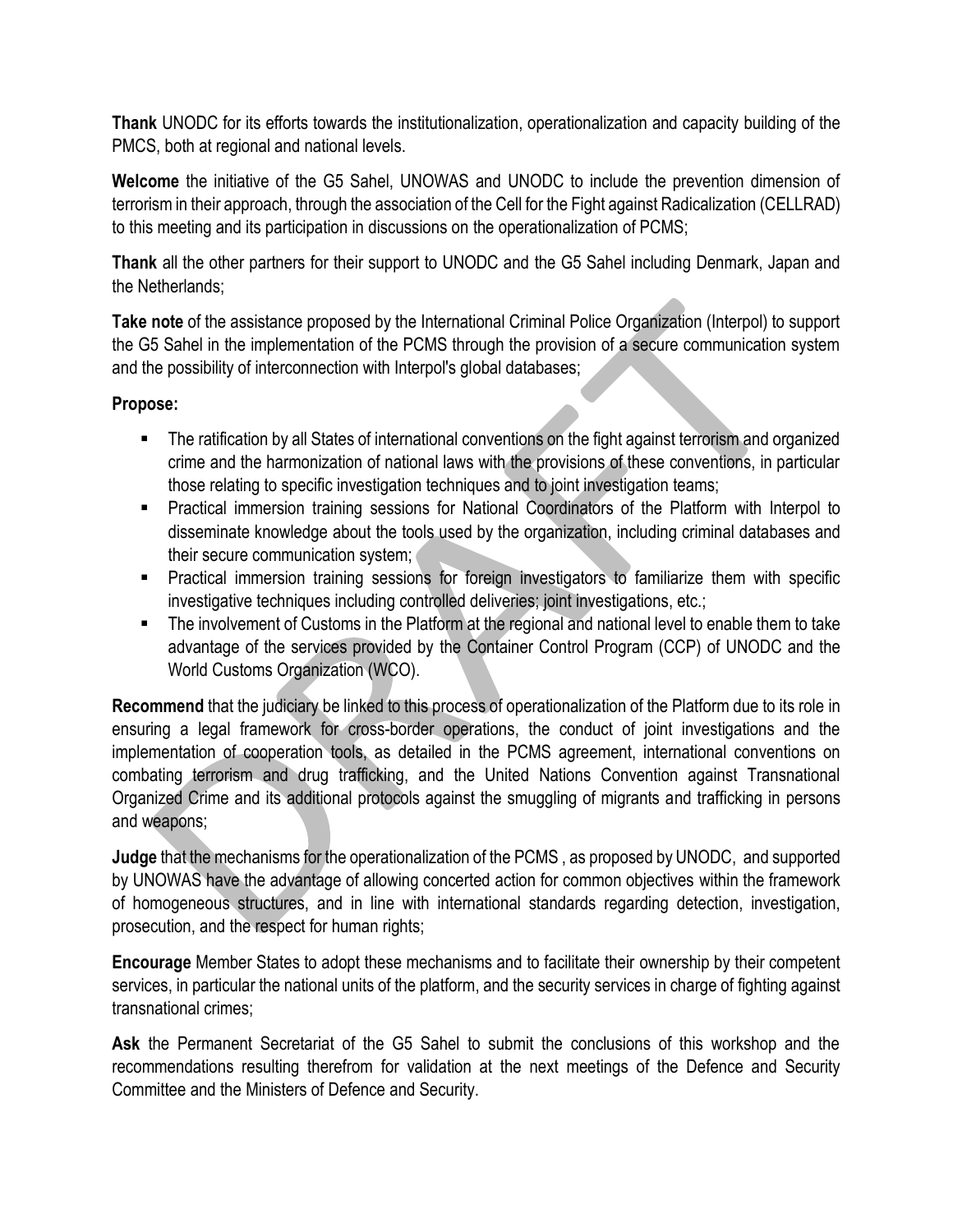**Thank** UNODC for its efforts towards the institutionalization, operationalization and capacity building of the PMCS, both at regional and national levels.

**Welcome** the initiative of the G5 Sahel, UNOWAS and UNODC to include the prevention dimension of terrorism in their approach, through the association of the Cell for the Fight against Radicalization (CELLRAD) to this meeting and its participation in discussions on the operationalization of PCMS;

**Thank** all the other partners for their support to UNODC and the G5 Sahel including Denmark, Japan and the Netherlands;

**Take note** of the assistance proposed by the International Criminal Police Organization (Interpol) to support the G5 Sahel in the implementation of the PCMS through the provision of a secure communication system and the possibility of interconnection with Interpol's global databases;

**Propose:**

- The ratification by all States of international conventions on the fight against terrorism and organized crime and the harmonization of national laws with the provisions of these conventions, in particular those relating to specific investigation techniques and to joint investigation teams;
- Practical immersion training sessions for National Coordinators of the Platform with Interpol to disseminate knowledge about the tools used by the organization, including criminal databases and their secure communication system;
- Practical immersion training sessions for foreign investigators to familiarize them with specific investigative techniques including controlled deliveries; joint investigations, etc.;
- The involvement of Customs in the Platform at the regional and national level to enable them to take advantage of the services provided by the Container Control Program (CCP) of UNODC and the World Customs Organization (WCO).

**Recommend** that the judiciary be linked to this process of operationalization of the Platform due to its role in ensuring a legal framework for cross-border operations, the conduct of joint investigations and the implementation of cooperation tools, as detailed in the PCMS agreement, international conventions on combating terrorism and drug trafficking, and the United Nations Convention against Transnational Organized Crime and its additional protocols against the smuggling of migrants and trafficking in persons and weapons;

**Judge** that the mechanisms for the operationalization of the PCMS , as proposed by UNODC, and supported by UNOWAS have the advantage of allowing concerted action for common objectives within the framework of homogeneous structures, and in line with international standards regarding detection, investigation, prosecution, and the respect for human rights;

**Encourage** Member States to adopt these mechanisms and to facilitate their ownership by their competent services, in particular the national units of the platform, and the security services in charge of fighting against transnational crimes;

**Ask** the Permanent Secretariat of the G5 Sahel to submit the conclusions of this workshop and the recommendations resulting therefrom for validation at the next meetings of the Defence and Security Committee and the Ministers of Defence and Security.